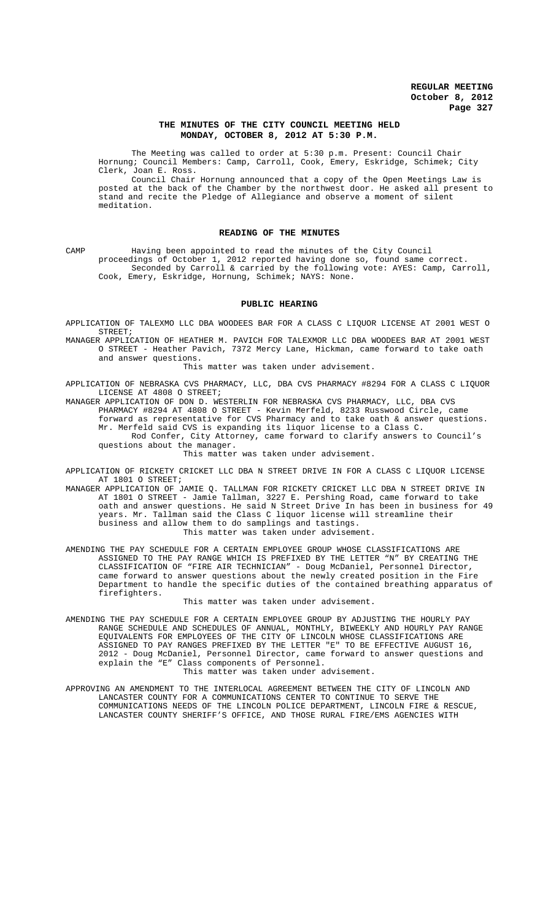# THE MINUTES OF THE CITY COUNCIL MEETING HELD MONDAY, OCTOBER 8, 2012 AT 5:30 P.M.

The Meeting was called to order at 5:30 p.m. Present: Council Chair Hornung; Council Members: Camp, Carroll, Cook, Emery, Eskridge, Schimek; City Clerk, Joan E. Ross.

Council Chair Hornung announced that a copy of the Open Meetings Law is posted at the back of the Chamber by the northwest door. He asked all present to stand and recite the Pledge of Allegiance and observe a moment of silent meditation.

## READING OF THE MINUTES

CAMP Having been appointed to read the minutes of the City Council proceedings of October 1, 2012 reported having done so, found same correct.

Seconded by Carroll & carried by the following vote: AYES: Camp, Carroll, Cook, Emery, Eskridge, Hornung, Schimek; NAYS: None.

## PUBLIC HEARING

APPLICATION OF TALEXMO LLC DBA WOODEES BAR FOR A CLASS C LIQUOR LICENSE AT 2001 WEST O STREET;

MANAGER APPLICATION OF HEATHER M. PAVICH FOR TALEXMOR LLC DBA WOODEES BAR AT 2001 WEST O STREET - Heather Pavich, 7372 Mercy Lane, Hickman, came forward to take oath and answer questions.

This matter was taken under advisement.

APPLICATION OF NEBRASKA CVS PHARMACY, LLC, DBA CVS PHARMACY #8294 FOR A CLASS C LIQUOR LICENSE AT 4808 O STREET;

MANAGER APPLICATION OF DON D. WESTERLIN FOR NEBRASKA CVS PHARMACY, LLC, DBA CVS PHARMACY #8294 AT 4808 O STREET - Kevin Merfeld, 8233 Russwood Circle, came forward as representative for CVS Pharmacy and to take oath & answer questions. Mr. Merfeld said CVS is expanding its liquor license to a Class C.

Rod Confer, City Attorney, came forward to clarify answers to Council's questions about the manager.

This matter was taken under advisement.

APPLICATION OF RICKETY CRICKET LLC DBA N STREET DRIVE IN FOR A CLASS C LIQUOR LICENSE AT 1801 O STREET;

MANAGER APPLICATION OF JAMIE Q. TALLMAN FOR RICKETY CRICKET LLC DBA N STREET DRIVE IN AT 1801 O STREET - Jamie Tallman, 3227 E. Pershing Road, came forward to take oath and answer questions. He said N Street Drive In has been in business for 49 years. Mr. Tallman said the Class C liquor license will streamline their business and allow them to do samplings and tastings.

This matter was taken under advisement.

AMENDING THE PAY SCHEDULE FOR A CERTAIN EMPLOYEE GROUP WHOSE CLASSIFICATIONS ARE ASSIGNED TO THE PAY RANGE WHICH IS PREFIXED BY THE LETTER "N" BY CREATING THE CLASSIFICATION OF "FIRE AIR TECHNICIAN" - Doug McDaniel, Personnel Director, came forward to answer questions about the newly created position in the Fire Department to handle the specific duties of the contained breathing apparatus of firefighters.

This matter was taken under advisement.

AMENDING THE PAY SCHEDULE FOR A CERTAIN EMPLOYEE GROUP BY ADJUSTING THE HOURLY PAY RANGE SCHEDULE AND SCHEDULES OF ANNUAL, MONTHLY, BIWEEKLY AND HOURLY PAY RANGE EQUIVALENTS FOR EMPLOYEES OF THE CITY OF LINCOLN WHOSE CLASSIFICATIONS ARE ASSIGNED TO PAY RANGES PREFIXED BY THE LETTER "E" TO BE EFFECTIVE AUGUST 16, 2012 - Doug McDaniel, Personnel Director, came forward to answer questions and explain the "E" Class components of Personnel.

This matter was taken under advisement.

APPROVING AN AMENDMENT TO THE INTERLOCAL AGREEMENT BETWEEN THE CITY OF LINCOLN AND LANCASTER COUNTY FOR A COMMUNICATIONS CENTER TO CONTINUE TO SERVE THE COMMUNICATIONS NEEDS OF THE LINCOLN POLICE DEPARTMENT, LINCOLN FIRE & RESCUE, LANCASTER COUNTY SHERIFF'S OFFICE, AND THOSE RURAL FIRE/EMS AGENCIES WITH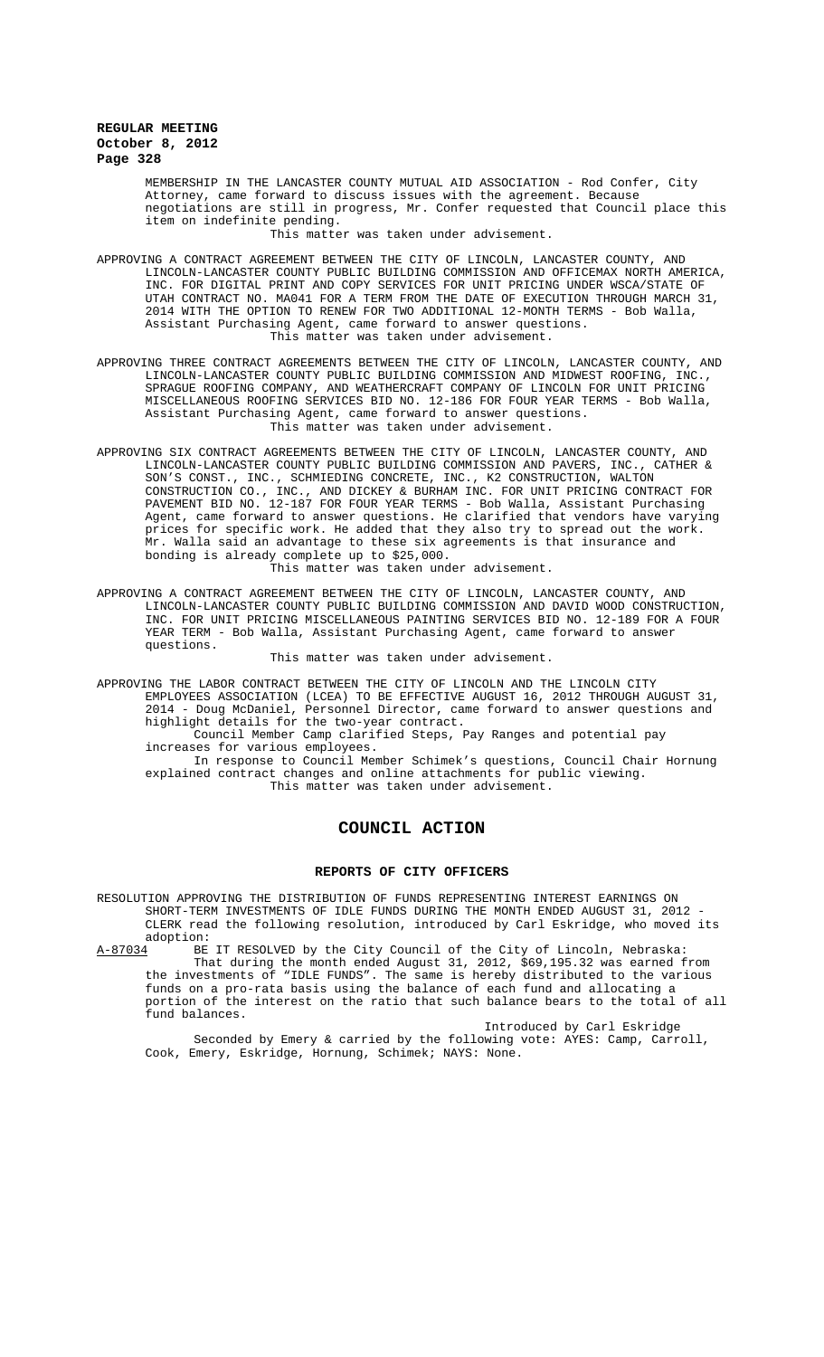MEMBERSHIP IN THE LANCASTER COUNTY MUTUAL AID ASSOCIATION - Rod Confer, City Attorney, came forward to discuss issues with the agreement. Because negotiations are still in progress, Mr. Confer requested that Council place this item on indefinite pending.

This matter was taken under advisement.

APPROVING A CONTRACT AGREEMENT BETWEEN THE CITY OF LINCOLN, LANCASTER COUNTY, AND LINCOLN-LANCASTER COUNTY PUBLIC BUILDING COMMISSION AND OFFICEMAX NORTH AMERICA, INC. FOR DIGITAL PRINT AND COPY SERVICES FOR UNIT PRICING UNDER WSCA/STATE OF UTAH CONTRACT NO. MA041 FOR A TERM FROM THE DATE OF EXECUTION THROUGH MARCH 31, 2014 WITH THE OPTION TO RENEW FOR TWO ADDITIONAL 12-MONTH TERMS - Bob Walla, Assistant Purchasing Agent, came forward to answer questions.

This matter was taken under advisement.

APPROVING THREE CONTRACT AGREEMENTS BETWEEN THE CITY OF LINCOLN, LANCASTER COUNTY, AND LINCOLN-LANCASTER COUNTY PUBLIC BUILDING COMMISSION AND MIDWEST ROOFING, INC., SPRAGUE ROOFING COMPANY, AND WEATHERCRAFT COMPANY OF LINCOLN FOR UNIT PRICING MISCELLANEOUS ROOFING SERVICES BID NO. 12-186 FOR FOUR YEAR TERMS - Bob Walla, Assistant Purchasing Agent, came forward to answer questions.

This matter was taken under advisement.

APPROVING SIX CONTRACT AGREEMENTS BETWEEN THE CITY OF LINCOLN, LANCASTER COUNTY, AND LINCOLN-LANCASTER COUNTY PUBLIC BUILDING COMMISSION AND PAVERS, INC., CATHER & SON'S CONST., INC., SCHMIEDING CONCRETE, INC., K2 CONSTRUCTION, WALTON CONSTRUCTION CO., INC., AND DICKEY & BURHAM INC. FOR UNIT PRICING CONTRACT FOR PAVEMENT BID NO. 12-187 FOR FOUR YEAR TERMS - Bob Walla, Assistant Purchasing Agent, came forward to answer questions. He clarified that vendors have varying prices for specific work. He added that they also try to spread out the work. Mr. Walla said an advantage to these six agreements is that insurance and bonding is already complete up to $25,000.

This matter was taken under advisement.

APPROVING A CONTRACT AGREEMENT BETWEEN THE CITY OF LINCOLN, LANCASTER COUNTY, AND LINCOLN-LANCASTER COUNTY PUBLIC BUILDING COMMISSION AND DAVID WOOD CONSTRUCTION, INC. FOR UNIT PRICING MISCELLANEOUS PAINTING SERVICES BID NO. 12-189 FOR A FOUR YEAR TERM - Bob Walla, Assistant Purchasing Agent, came forward to answer questions.

This matter was taken under advisement.

APPROVING THE LABOR CONTRACT BETWEEN THE CITY OF LINCOLN AND THE LINCOLN CITY EMPLOYEES ASSOCIATION (LCEA) TO BE EFFECTIVE AUGUST 16, 2012 THROUGH AUGUST 31, 2014 - Doug McDaniel, Personnel Director, came forward to answer questions and highlight details for the two-year contract.

Council Member Camp clarified Steps, Pay Ranges and potential pay increases for various employees.

In response to Council Member Schimek's questions, Council Chair Hornung explained contract changes and online attachments for public viewing.

This matter was taken under advisement.

## COUNCIL ACTION

### REPORTS OF CITY OFFICERS

RESOLUTION APPROVING THE DISTRIBUTION OF FUNDS REPRESENTING INTEREST EARNINGS ON SHORT-TERM INVESTMENTS OF IDLE FUNDS DURING THE MONTH ENDED AUGUST 31, 2012 - CLERK read the following resolution, introduced by Carl Eskridge, who moved its adoption:

A-87034 BE IT RESOLVED by the City Council of the City of Lincoln, Nebraska:

That during the month ended August 31, 2012, $69,195.32 was earned from the investments of "IDLE FUNDS". The same is hereby distributed to the various funds on a pro-rata basis using the balance of each fund and allocating a portion of the interest on the ratio that such balance bears to the total of all fund balances.

Introduced by Carl Eskridge

Seconded by Emery & carried by the following vote: AYES: Camp, Carroll, Cook, Emery, Eskridge, Hornung, Schimek; NAYS: None.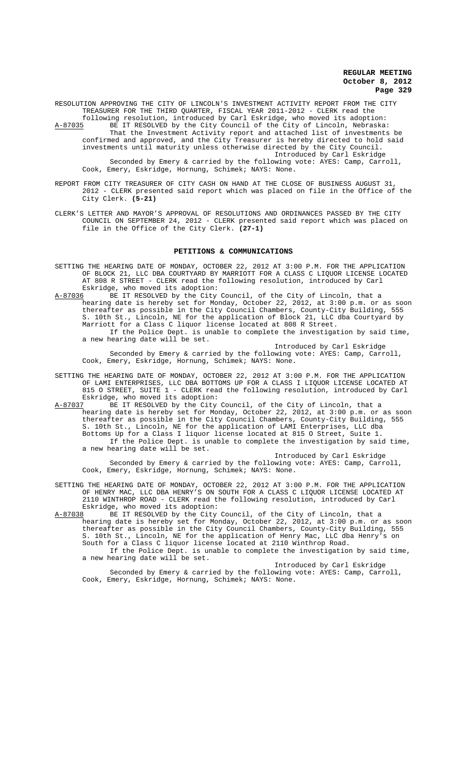RESOLUTION APPROVING THE CITY OF LINCOLN'S INVESTMENT ACTIVITY REPORT FROM THE CITY TREASURER FOR THE THIRD QUARTER, FISCAL YEAR 2011-2012 - CLERK read the following resolution, introduced by Carl Eskridge, who moved its adoption:

A-87035 BE IT RESOLVED by the City Council of the City of Lincoln, Nebraska: That the Investment Activity report and attached list of investments be confirmed and approved, and the City Treasurer is hereby directed to hold said investments until maturity unless otherwise directed by the City Council.

Introduced by Carl Eskridge

Seconded by Emery & carried by the following vote: AYES: Camp, Carroll, Cook, Emery, Eskridge, Hornung, Schimek; NAYS: None.

REPORT FROM CITY TREASURER OF CITY CASH ON HAND AT THE CLOSE OF BUSINESS AUGUST 31, 2012 - CLERK presented said report which was placed on file in the Office of the City Clerk. **(5-21)**

CLERK'S LETTER AND MAYOR'S APPROVAL OF RESOLUTIONS AND ORDINANCES PASSED BY THE CITY COUNCIL ON SEPTEMBER 24, 2012 - CLERK presented said report which was placed on file in the Office of the City Clerk. **(27-1)**

## PETITIONS & COMMUNICATIONS

SETTING THE HEARING DATE OF MONDAY, OCTOBER 22, 2012 AT 3:00 P.M. FOR THE APPLICATION OF BLOCK 21, LLC DBA COURTYARD BY MARRIOTT FOR A CLASS C LIQUOR LICENSE LOCATED AT 808 R STREET - CLERK read the following resolution, introduced by Carl Eskridge, who moved its adoption:

A-87036 BE IT RESOLVED by the City Council, of the City of Lincoln, that a hearing date is hereby set for Monday, October 22, 2012, at 3:00 p.m. or as soon thereafter as possible in the City Council Chambers, County-City Building, 555 S. 10th St., Lincoln, NE for the application of Block 21, LLC dba Courtyard by Marriott for a Class C liquor license located at 808 R Street.

If the Police Dept. is unable to complete the investigation by said time, a new hearing date will be set.

Introduced by Carl Eskridge

Seconded by Emery & carried by the following vote: AYES: Camp, Carroll, Cook, Emery, Eskridge, Hornung, Schimek; NAYS: None.

SETTING THE HEARING DATE OF MONDAY, OCTOBER 22, 2012 AT 3:00 P.M. FOR THE APPLICATION OF LAMI ENTERPRISES, LLC DBA BOTTOMS UP FOR A CLASS I LIQUOR LICENSE LOCATED AT 815 O STREET, SUITE 1 - CLERK read the following resolution, introduced by Carl Eskridge, who moved its adoption:

A-87037 BE IT RESOLVED by the City Council, of the City of Lincoln, that a hearing date is hereby set for Monday, October 22, 2012, at 3:00 p.m. or as soon thereafter as possible in the City Council Chambers, County-City Building, 555 S. 10th St., Lincoln, NE for the application of LAMI Enterprises, LLC dba Bottoms Up for a Class I liquor license located at 815 O Street, Suite 1.

If the Police Dept. is unable to complete the investigation by said time, a new hearing date will be set.

Introduced by Carl Eskridge

Seconded by Emery & carried by the following vote: AYES: Camp, Carroll, Cook, Emery, Eskridge, Hornung, Schimek; NAYS: None.

SETTING THE HEARING DATE OF MONDAY, OCTOBER 22, 2012 AT 3:00 P.M. FOR THE APPLICATION OF HENRY MAC, LLC DBA HENRY'S ON SOUTH FOR A CLASS C LIQUOR LICENSE LOCATED AT 2110 WINTHROP ROAD - CLERK read the following resolution, introduced by Carl Eskridge, who moved its adoption:

A-87038 BE IT RESOLVED by the City Council, of the City of Lincoln, that a hearing date is hereby set for Monday, October 22, 2012, at 3:00 p.m. or as soon thereafter as possible in the City Council Chambers, County-City Building, 555 S. 10th St., Lincoln, NE for the application of Henry Mac, LLC dba Henry's on South for a Class C liquor license located at 2110 Winthrop Road.

If the Police Dept. is unable to complete the investigation by said time, a new hearing date will be set.

Introduced by Carl Eskridge

Seconded by Emery & carried by the following vote: AYES: Camp, Carroll, Cook, Emery, Eskridge, Hornung, Schimek; NAYS: None.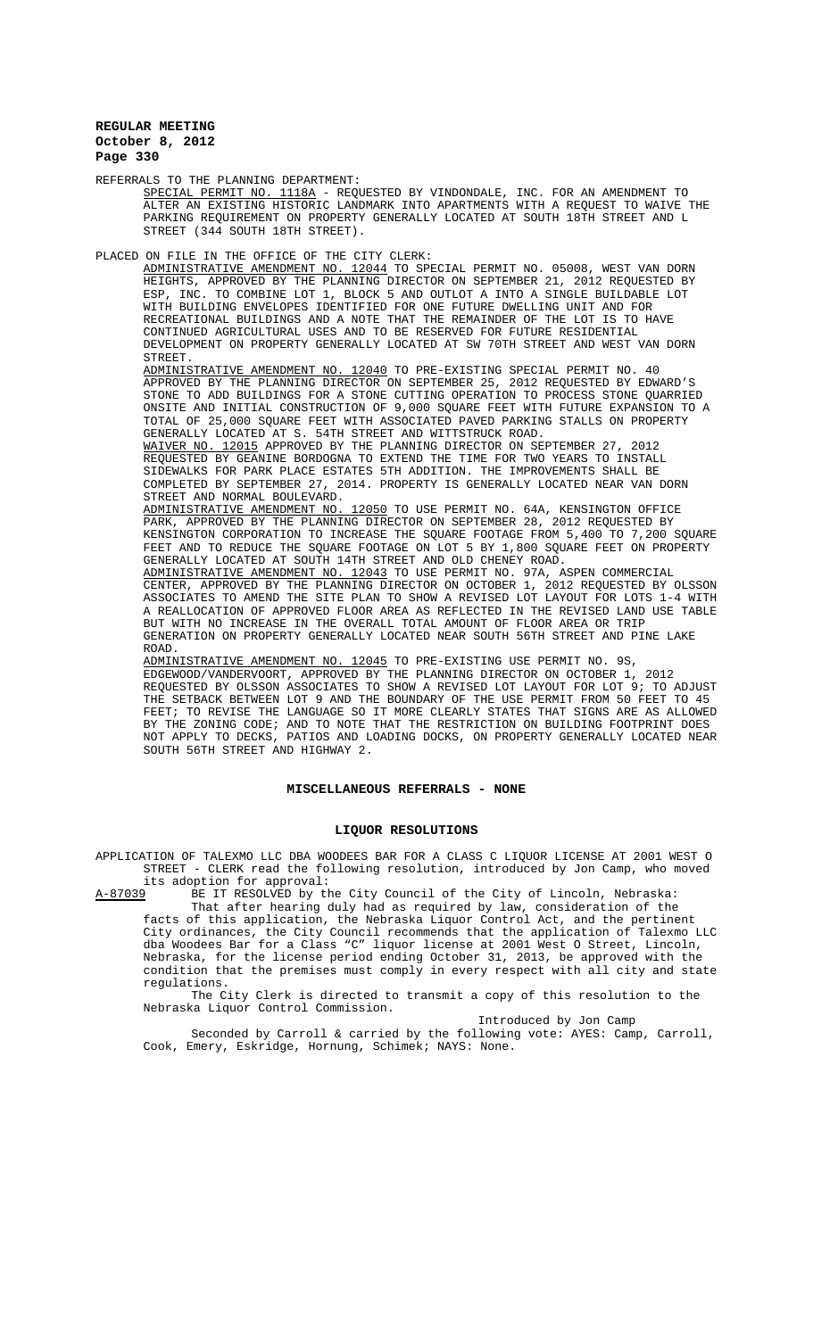REFERRALS TO THE PLANNING DEPARTMENT:

SPECIAL PERMIT NO. 1118A - REQUESTED BY VINDONDALE, INC. FOR AN AMENDMENT TO ALTER AN EXISTING HISTORIC LANDMARK INTO APARTMENTS WITH A REQUEST TO WAIVE THE PARKING REQUIREMENT ON PROPERTY GENERALLY LOCATED AT SOUTH 18TH STREET AND L STREET (344 SOUTH 18TH STREET).

PLACED ON FILE IN THE OFFICE OF THE CITY CLERK:

ADMINISTRATIVE AMENDMENT NO. 12044 TO SPECIAL PERMIT NO. 05008, WEST VAN DORN HEIGHTS, APPROVED BY THE PLANNING DIRECTOR ON SEPTEMBER 21, 2012 REQUESTED BY ESP, INC. TO COMBINE LOT 1, BLOCK 5 AND OUTLOT A INTO A SINGLE BUILDABLE LOT WITH BUILDING ENVELOPES IDENTIFIED FOR ONE FUTURE DWELLING UNIT AND FOR RECREATIONAL BUILDINGS AND A NOTE THAT THE REMAINDER OF THE LOT IS TO HAVE CONTINUED AGRICULTURAL USES AND TO BE RESERVED FOR FUTURE RESIDENTIAL DEVELOPMENT ON PROPERTY GENERALLY LOCATED AT SW 70TH STREET AND WEST VAN DORN STREET.

ADMINISTRATIVE AMENDMENT NO. 12040 TO PRE-EXISTING SPECIAL PERMIT NO. 40 APPROVED BY THE PLANNING DIRECTOR ON SEPTEMBER 25, 2012 REQUESTED BY EDWARD'S STONE TO ADD BUILDINGS FOR A STONE CUTTING OPERATION TO PROCESS STONE QUARRIED ONSITE AND INITIAL CONSTRUCTION OF 9,000 SQUARE FEET WITH FUTURE EXPANSION TO A TOTAL OF 25,000 SQUARE FEET WITH ASSOCIATED PAVED PARKING STALLS ON PROPERTY GENERALLY LOCATED AT S. 54TH STREET AND WITTSTRUCK ROAD.

WAIVER NO. 12015 APPROVED BY THE PLANNING DIRECTOR ON SEPTEMBER 27, 2012 REQUESTED BY GEANINE BORDOGNA TO EXTEND THE TIME FOR TWO YEARS TO INSTALL SIDEWALKS FOR PARK PLACE ESTATES 5TH ADDITION. THE IMPROVEMENTS SHALL BE COMPLETED BY SEPTEMBER 27, 2014. PROPERTY IS GENERALLY LOCATED NEAR VAN DORN STREET AND NORMAL BOULEVARD.

ADMINISTRATIVE AMENDMENT NO. 12050 TO USE PERMIT NO. 64A, KENSINGTON OFFICE PARK, APPROVED BY THE PLANNING DIRECTOR ON SEPTEMBER 28, 2012 REQUESTED BY KENSINGTON CORPORATION TO INCREASE THE SQUARE FOOTAGE FROM 5,400 TO 7,200 SQUARE FEET AND TO REDUCE THE SQUARE FOOTAGE ON LOT 5 BY 1,800 SQUARE FEET ON PROPERTY GENERALLY LOCATED AT SOUTH 14TH STREET AND OLD CHENEY ROAD.

ADMINISTRATIVE AMENDMENT NO. 12043 TO USE PERMIT NO. 97A, ASPEN COMMERCIAL CENTER, APPROVED BY THE PLANNING DIRECTOR ON OCTOBER 1, 2012 REQUESTED BY OLSSON ASSOCIATES TO AMEND THE SITE PLAN TO SHOW A REVISED LOT LAYOUT FOR LOTS 1-4 WITH A REALLOCATION OF APPROVED FLOOR AREA AS REFLECTED IN THE REVISED LAND USE TABLE BUT WITH NO INCREASE IN THE OVERALL TOTAL AMOUNT OF FLOOR AREA OR TRIP GENERATION ON PROPERTY GENERALLY LOCATED NEAR SOUTH 56TH STREET AND PINE LAKE ROAD.

ADMINISTRATIVE AMENDMENT NO. 12045 TO PRE-EXISTING USE PERMIT NO. 9S, EDGEWOOD/VANDERVOORT, APPROVED BY THE PLANNING DIRECTOR ON OCTOBER 1, 2012 REQUESTED BY OLSSON ASSOCIATES TO SHOW A REVISED LOT LAYOUT FOR LOT 9; TO ADJUST THE SETBACK BETWEEN LOT 9 AND THE BOUNDARY OF THE USE PERMIT FROM 50 FEET TO 45 FEET; TO REVISE THE LANGUAGE SO IT MORE CLEARLY STATES THAT SIGNS ARE AS ALLOWED BY THE ZONING CODE; AND TO NOTE THAT THE RESTRICTION ON BUILDING FOOTPRINT DOES NOT APPLY TO DECKS, PATIOS AND LOADING DOCKS, ON PROPERTY GENERALLY LOCATED NEAR SOUTH 56TH STREET AND HIGHWAY 2.

## MISCELLANEOUS REFERRALS - NONE

## LIQUOR RESOLUTIONS

APPLICATION OF TALEXMO LLC DBA WOODEES BAR FOR A CLASS C LIQUOR LICENSE AT 2001 WEST O STREET - CLERK read the following resolution, introduced by Jon Camp, who moved its adoption for approval:

A-87039 BE IT RESOLVED by the City Council of the City of Lincoln, Nebraska:

That after hearing duly had as required by law, consideration of the facts of this application, the Nebraska Liquor Control Act, and the pertinent City ordinances, the City Council recommends that the application of Talexmo LLC dba Woodees Bar for a Class "C" liquor license at 2001 West O Street, Lincoln, Nebraska, for the license period ending October 31, 2013, be approved with the condition that the premises must comply in every respect with all city and state regulations.

The City Clerk is directed to transmit a copy of this resolution to the Nebraska Liquor Control Commission.

Introduced by Jon Camp

Seconded by Carroll & carried by the following vote: AYES: Camp, Carroll, Cook, Emery, Eskridge, Hornung, Schimek; NAYS: None.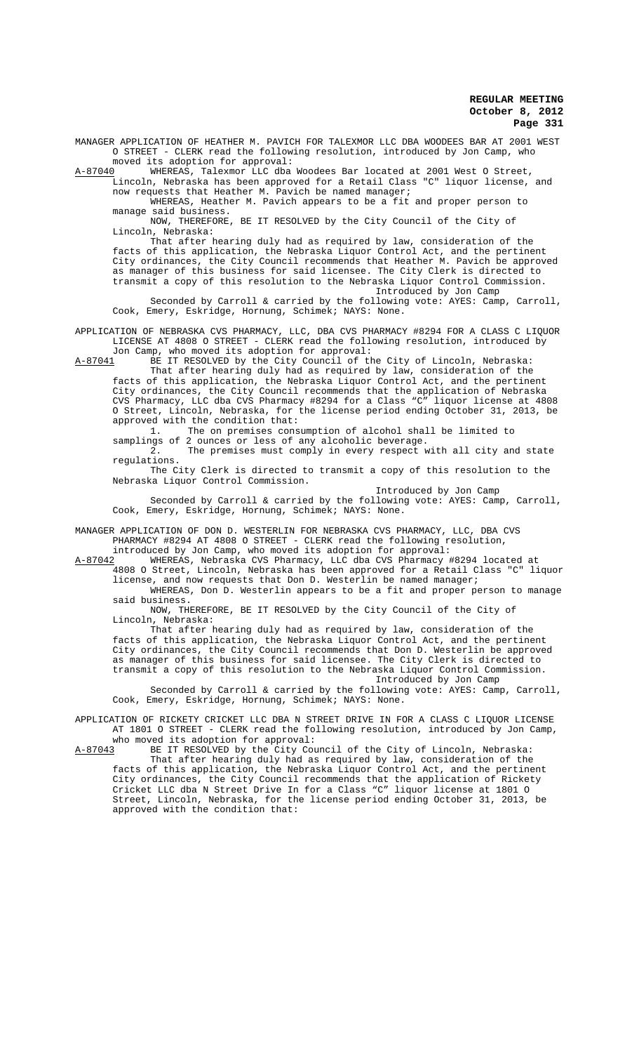MANAGER APPLICATION OF HEATHER M. PAVICH FOR TALEXMOR LLC DBA WOODEES BAR AT 2001 WEST O STREET - CLERK read the following resolution, introduced by Jon Camp, who moved its adoption for approval:

A-87040 WHEREAS, Talexmor LLC dba Woodees Bar located at 2001 West O Street, Lincoln, Nebraska has been approved for a Retail Class "C" liquor license, and now requests that Heather M. Pavich be named manager;

WHEREAS, Heather M. Pavich appears to be a fit and proper person to manage said business.

NOW, THEREFORE, BE IT RESOLVED by the City Council of the City of Lincoln, Nebraska:

That after hearing duly had as required by law, consideration of the facts of this application, the Nebraska Liquor Control Act, and the pertinent City ordinances, the City Council recommends that Heather M. Pavich be approved as manager of this business for said licensee. The City Clerk is directed to transmit a copy of this resolution to the Nebraska Liquor Control Commission.

Introduced by Jon Camp

Seconded by Carroll & carried by the following vote: AYES: Camp, Carroll, Cook, Emery, Eskridge, Hornung, Schimek; NAYS: None.

APPLICATION OF NEBRASKA CVS PHARMACY, LLC, DBA CVS PHARMACY #8294 FOR A CLASS C LIQUOR LICENSE AT 4808 O STREET - CLERK read the following resolution, introduced by Jon Camp, who moved its adoption for approval:

A-87041 BE IT RESOLVED by the City Council of the City of Lincoln, Nebraska:

That after hearing duly had as required by law, consideration of the facts of this application, the Nebraska Liquor Control Act, and the pertinent City ordinances, the City Council recommends that the application of Nebraska CVS Pharmacy, LLC dba CVS Pharmacy #8294 for a Class "C" liquor license at 4808 O Street, Lincoln, Nebraska, for the license period ending October 31, 2013, be approved with the condition that:

1. The on premises consumption of alcohol shall be limited to samplings of 2 ounces or less of any alcoholic beverage.
2. The premises must comply in every respect with all city and state regulations.

The City Clerk is directed to transmit a copy of this resolution to the Nebraska Liquor Control Commission.

Introduced by Jon Camp

Seconded by Carroll & carried by the following vote: AYES: Camp, Carroll, Cook, Emery, Eskridge, Hornung, Schimek; NAYS: None.

MANAGER APPLICATION OF DON D. WESTERLIN FOR NEBRASKA CVS PHARMACY, LLC, DBA CVS PHARMACY #8294 AT 4808 O STREET - CLERK read the following resolution, introduced by Jon Camp, who moved its adoption for approval:

A-87042 WHEREAS, Nebraska CVS Pharmacy, LLC dba CVS Pharmacy #8294 located at 4808 O Street, Lincoln, Nebraska has been approved for a Retail Class "C" liquor license, and now requests that Don D. Westerlin be named manager;

WHEREAS, Don D. Westerlin appears to be a fit and proper person to manage said business.

NOW, THEREFORE, BE IT RESOLVED by the City Council of the City of Lincoln, Nebraska:

That after hearing duly had as required by law, consideration of the facts of this application, the Nebraska Liquor Control Act, and the pertinent City ordinances, the City Council recommends that Don D. Westerlin be approved as manager of this business for said licensee. The City Clerk is directed to transmit a copy of this resolution to the Nebraska Liquor Control Commission.

Introduced by Jon Camp

Seconded by Carroll & carried by the following vote: AYES: Camp, Carroll, Cook, Emery, Eskridge, Hornung, Schimek; NAYS: None.

APPLICATION OF RICKETY CRICKET LLC DBA N STREET DRIVE IN FOR A CLASS C LIQUOR LICENSE AT 1801 O STREET - CLERK read the following resolution, introduced by Jon Camp, who moved its adoption for approval:

A-87043 BE IT RESOLVED by the City Council of the City of Lincoln, Nebraska:

That after hearing duly had as required by law, consideration of the facts of this application, the Nebraska Liquor Control Act, and the pertinent City ordinances, the City Council recommends that the application of Rickety Cricket LLC dba N Street Drive In for a Class "C" liquor license at 1801 O Street, Lincoln, Nebraska, for the license period ending October 31, 2013, be approved with the condition that: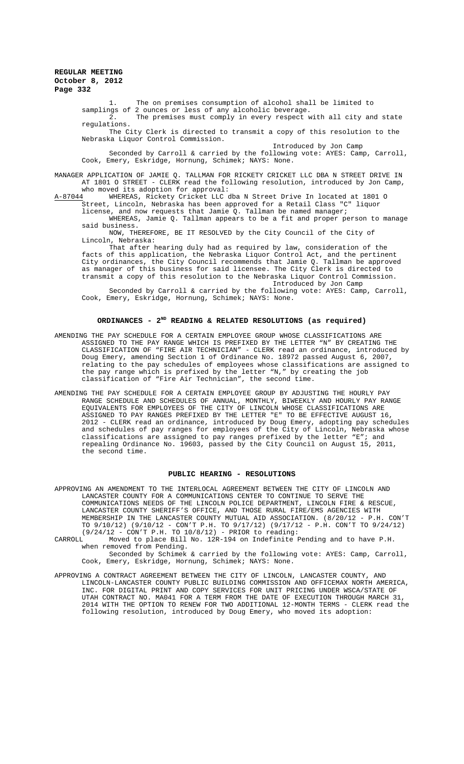1. The on premises consumption of alcohol shall be limited to samplings of 2 ounces or less of any alcoholic beverage.

2. The premises must comply in every respect with all city and state regulations.

The City Clerk is directed to transmit a copy of this resolution to the Nebraska Liquor Control Commission.

Introduced by Jon Camp

Seconded by Carroll & carried by the following vote: AYES: Camp, Carroll, Cook, Emery, Eskridge, Hornung, Schimek; NAYS: None.

MANAGER APPLICATION OF JAMIE Q. TALLMAN FOR RICKETY CRICKET LLC DBA N STREET DRIVE IN AT 1801 O STREET - CLERK read the following resolution, introduced by Jon Camp, who moved its adoption for approval:

A-87044 WHEREAS, Rickety Cricket LLC dba N Street Drive In located at 1801 O Street, Lincoln, Nebraska has been approved for a Retail Class "C" liquor license, and now requests that Jamie Q. Tallman be named manager;

WHEREAS, Jamie Q. Tallman appears to be a fit and proper person to manage said business.

NOW, THEREFORE, BE IT RESOLVED by the City Council of the City of Lincoln, Nebraska:

That after hearing duly had as required by law, consideration of the facts of this application, the Nebraska Liquor Control Act, and the pertinent City ordinances, the City Council recommends that Jamie Q. Tallman be approved as manager of this business for said licensee. The City Clerk is directed to transmit a copy of this resolution to the Nebraska Liquor Control Commission.

Introduced by Jon Camp

Seconded by Carroll & carried by the following vote: AYES: Camp, Carroll, Cook, Emery, Eskridge, Hornung, Schimek; NAYS: None.

## ORDINANCES - 2ND READING & RELATED RESOLUTIONS (as required)

AMENDING THE PAY SCHEDULE FOR A CERTAIN EMPLOYEE GROUP WHOSE CLASSIFICATIONS ARE ASSIGNED TO THE PAY RANGE WHICH IS PREFIXED BY THE LETTER "N" BY CREATING THE CLASSIFICATION OF "FIRE AIR TECHNICIAN" - CLERK read an ordinance, introduced by Doug Emery, amending Section 1 of Ordinance No. 18972 passed August 6, 2007, relating to the pay schedules of employees whose classifications are assigned to the pay range which is prefixed by the letter "N," by creating the job classification of "Fire Air Technician", the second time.

AMENDING THE PAY SCHEDULE FOR A CERTAIN EMPLOYEE GROUP BY ADJUSTING THE HOURLY PAY RANGE SCHEDULE AND SCHEDULES OF ANNUAL, MONTHLY, BIWEEKLY AND HOURLY PAY RANGE EQUIVALENTS FOR EMPLOYEES OF THE CITY OF LINCOLN WHOSE CLASSIFICATIONS ARE ASSIGNED TO PAY RANGES PREFIXED BY THE LETTER "E" TO BE EFFECTIVE AUGUST 16, 2012 - CLERK read an ordinance, introduced by Doug Emery, adopting pay schedules and schedules of pay ranges for employees of the City of Lincoln, Nebraska whose classifications are assigned to pay ranges prefixed by the letter "E"; and repealing Ordinance No. 19603, passed by the City Council on August 15, 2011, the second time.

## PUBLIC HEARING - RESOLUTIONS

APPROVING AN AMENDMENT TO THE INTERLOCAL AGREEMENT BETWEEN THE CITY OF LINCOLN AND LANCASTER COUNTY FOR A COMMUNICATIONS CENTER TO CONTINUE TO SERVE THE COMMUNICATIONS NEEDS OF THE LINCOLN POLICE DEPARTMENT, LINCOLN FIRE & RESCUE, LANCASTER COUNTY SHERIFF'S OFFICE, AND THOSE RURAL FIRE/EMS AGENCIES WITH MEMBERSHIP IN THE LANCASTER COUNTY MUTUAL AID ASSOCIATION. (8/20/12 - P.H. CON'T TO 9/10/12) (9/10/12 - CON'T P.H. TO 9/17/12) (9/17/12 - P.H. CON'T TO 9/24/12) (9/24/12 - CON'T P.H. TO 10/8/12) - PRIOR to reading:

CARROLL Moved to place Bill No. 12R-194 on Indefinite Pending and to have P.H. when removed from Pending.

Seconded by Schimek & carried by the following vote: AYES: Camp, Carroll, Cook, Emery, Eskridge, Hornung, Schimek; NAYS: None.

APPROVING A CONTRACT AGREEMENT BETWEEN THE CITY OF LINCOLN, LANCASTER COUNTY, AND LINCOLN-LANCASTER COUNTY PUBLIC BUILDING COMMISSION AND OFFICEMAX NORTH AMERICA, INC. FOR DIGITAL PRINT AND COPY SERVICES FOR UNIT PRICING UNDER WSCA/STATE OF UTAH CONTRACT NO. MA041 FOR A TERM FROM THE DATE OF EXECUTION THROUGH MARCH 31, 2014 WITH THE OPTION TO RENEW FOR TWO ADDITIONAL 12-MONTH TERMS - CLERK read the following resolution, introduced by Doug Emery, who moved its adoption: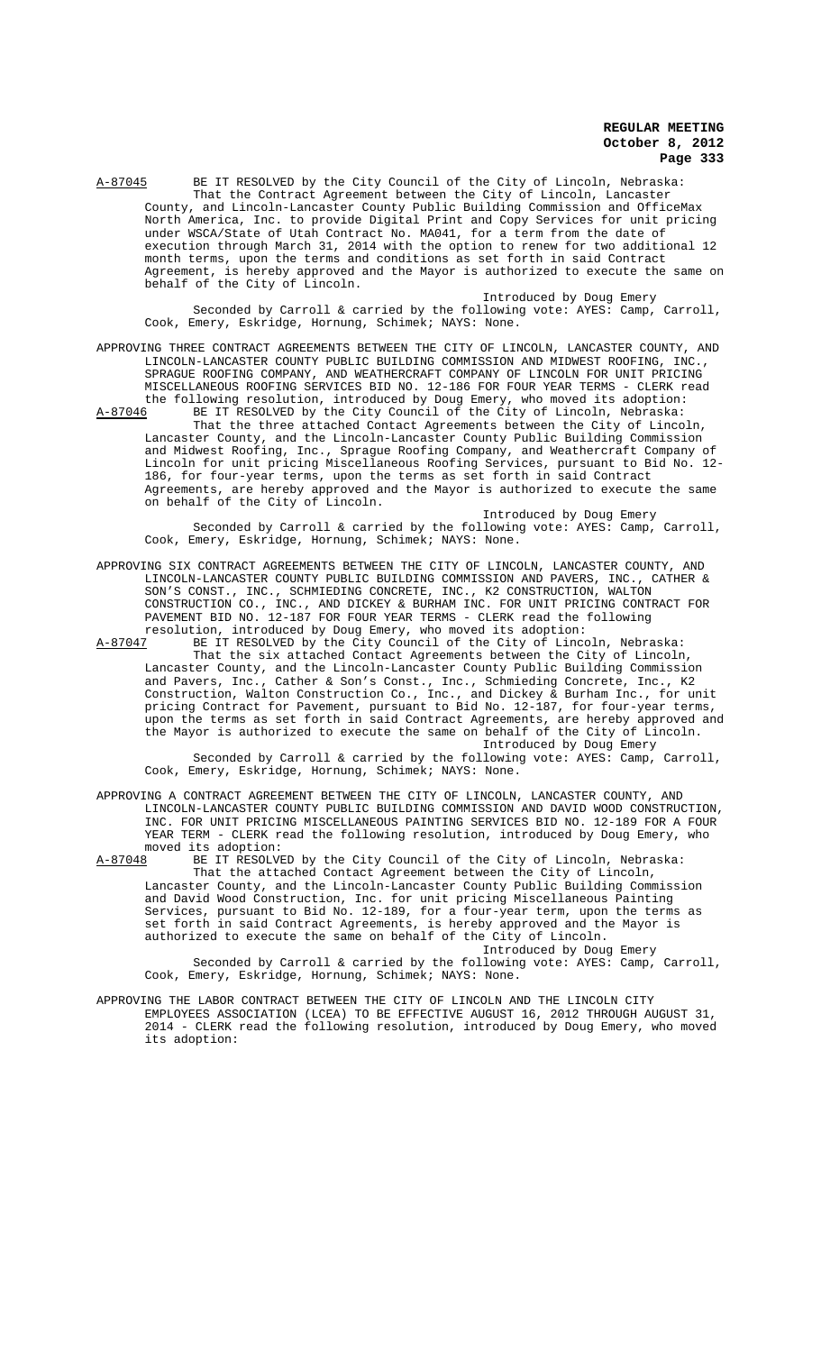A-87045 BE IT RESOLVED by the City Council of the City of Lincoln, Nebraska:

That the Contract Agreement between the City of Lincoln, Lancaster County, and Lincoln-Lancaster County Public Building Commission and OfficeMax North America, Inc. to provide Digital Print and Copy Services for unit pricing under WSCA/State of Utah Contract No. MA041, for a term from the date of execution through March 31, 2014 with the option to renew for two additional 12 month terms, upon the terms and conditions as set forth in said Contract Agreement, is hereby approved and the Mayor is authorized to execute the same on behalf of the City of Lincoln.

Introduced by Doug Emery

Seconded by Carroll & carried by the following vote: AYES: Camp, Carroll, Cook, Emery, Eskridge, Hornung, Schimek; NAYS: None.

APPROVING THREE CONTRACT AGREEMENTS BETWEEN THE CITY OF LINCOLN, LANCASTER COUNTY, AND LINCOLN-LANCASTER COUNTY PUBLIC BUILDING COMMISSION AND MIDWEST ROOFING, INC., SPRAGUE ROOFING COMPANY, AND WEATHERCRAFT COMPANY OF LINCOLN FOR UNIT PRICING MISCELLANEOUS ROOFING SERVICES BID NO. 12-186 FOR FOUR YEAR TERMS - CLERK read the following resolution, introduced by Doug Emery, who moved its adoption:

A-87046 BE IT RESOLVED by the City Council of the City of Lincoln, Nebraska:

That the three attached Contact Agreements between the City of Lincoln, Lancaster County, and the Lincoln-Lancaster County Public Building Commission and Midwest Roofing, Inc., Sprague Roofing Company, and Weathercraft Company of Lincoln for unit pricing Miscellaneous Roofing Services, pursuant to Bid No. 12-186, for four-year terms, upon the terms as set forth in said Contract Agreements, are hereby approved and the Mayor is authorized to execute the same on behalf of the City of Lincoln.

Introduced by Doug Emery

Seconded by Carroll & carried by the following vote: AYES: Camp, Carroll, Cook, Emery, Eskridge, Hornung, Schimek; NAYS: None.

APPROVING SIX CONTRACT AGREEMENTS BETWEEN THE CITY OF LINCOLN, LANCASTER COUNTY, AND LINCOLN-LANCASTER COUNTY PUBLIC BUILDING COMMISSION AND PAVERS, INC., CATHER & SON'S CONST., INC., SCHMIEDING CONCRETE, INC., K2 CONSTRUCTION, WALTON CONSTRUCTION CO., INC., AND DICKEY & BURHAM INC. FOR UNIT PRICING CONTRACT FOR PAVEMENT BID NO. 12-187 FOR FOUR YEAR TERMS - CLERK read the following resolution, introduced by Doug Emery, who moved its adoption:

A-87047 BE IT RESOLVED by the City Council of the City of Lincoln, Nebraska:

That the six attached Contact Agreements between the City of Lincoln, Lancaster County, and the Lincoln-Lancaster County Public Building Commission and Pavers, Inc., Cather & Son's Const., Inc., Schmieding Concrete, Inc., K2 Construction, Walton Construction Co., Inc., and Dickey & Burham Inc., for unit pricing Contract for Pavement, pursuant to Bid No. 12-187, for four-year terms, upon the terms as set forth in said Contract Agreements, are hereby approved and the Mayor is authorized to execute the same on behalf of the City of Lincoln.

Introduced by Doug Emery

Seconded by Carroll & carried by the following vote: AYES: Camp, Carroll, Cook, Emery, Eskridge, Hornung, Schimek; NAYS: None.

APPROVING A CONTRACT AGREEMENT BETWEEN THE CITY OF LINCOLN, LANCASTER COUNTY, AND LINCOLN-LANCASTER COUNTY PUBLIC BUILDING COMMISSION AND DAVID WOOD CONSTRUCTION, INC. FOR UNIT PRICING MISCELLANEOUS PAINTING SERVICES BID NO. 12-189 FOR A FOUR YEAR TERM - CLERK read the following resolution, introduced by Doug Emery, who moved its adoption:

A-87048 BE IT RESOLVED by the City Council of the City of Lincoln, Nebraska:

That the attached Contact Agreement between the City of Lincoln, Lancaster County, and the Lincoln-Lancaster County Public Building Commission and David Wood Construction, Inc. for unit pricing Miscellaneous Painting Services, pursuant to Bid No. 12-189, for a four-year term, upon the terms as set forth in said Contract Agreements, is hereby approved and the Mayor is authorized to execute the same on behalf of the City of Lincoln.

Introduced by Doug Emery

Seconded by Carroll & carried by the following vote: AYES: Camp, Carroll, Cook, Emery, Eskridge, Hornung, Schimek; NAYS: None.

APPROVING THE LABOR CONTRACT BETWEEN THE CITY OF LINCOLN AND THE LINCOLN CITY EMPLOYEES ASSOCIATION (LCEA) TO BE EFFECTIVE AUGUST 16, 2012 THROUGH AUGUST 31, 2014 - CLERK read the following resolution, introduced by Doug Emery, who moved its adoption: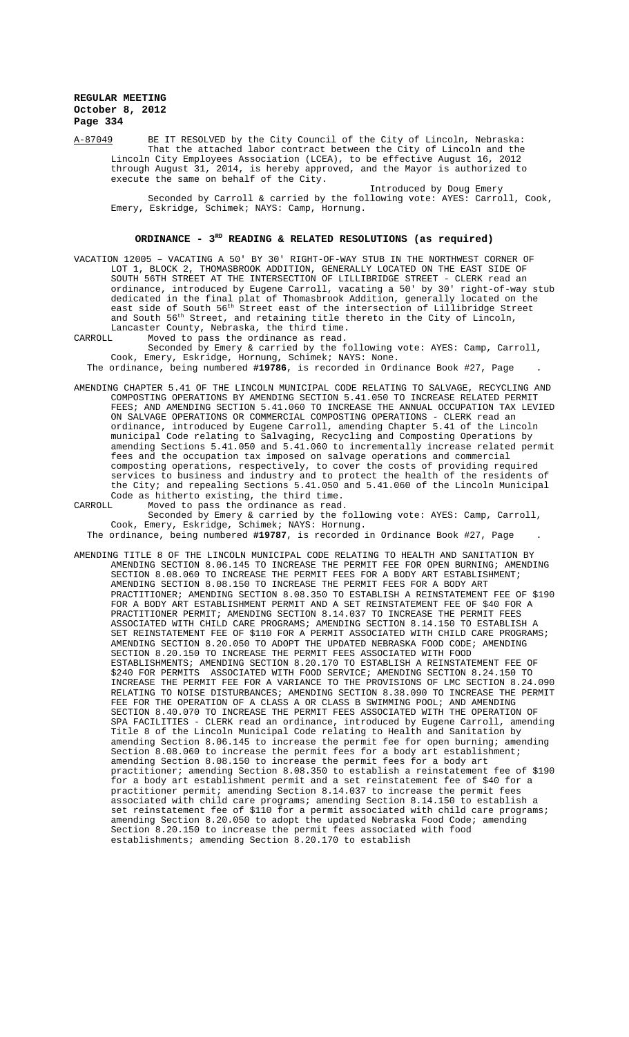A-87049 BE IT RESOLVED by the City Council of the City of Lincoln, Nebraska:

That the attached labor contract between the City of Lincoln and the Lincoln City Employees Association (LCEA), to be effective August 16, 2012 through August 31, 2014, is hereby approved, and the Mayor is authorized to execute the same on behalf of the City.

Introduced by Doug Emery

Seconded by Carroll & carried by the following vote: AYES: Carroll, Cook, Emery, Eskridge, Schimek; NAYS: Camp, Hornung.

## ORDINANCE - 3RD READING & RELATED RESOLUTIONS (as required)

VACATION 12005 – VACATING A 50' BY 30' RIGHT-OF-WAY STUB IN THE NORTHWEST CORNER OF LOT 1, BLOCK 2, THOMASBROOK ADDITION, GENERALLY LOCATED ON THE EAST SIDE OF SOUTH 56TH STREET AT THE INTERSECTION OF LILLIBRIDGE STREET - CLERK read an ordinance, introduced by Eugene Carroll, vacating a 50' by 30' right-of-way stub dedicated in the final plat of Thomasbrook Addition, generally located on the east side of South 56th Street east of the intersection of Lillibridge Street and South 56th Street, and retaining title thereto in the City of Lincoln, Lancaster County, Nebraska, the third time.

CARROLL Moved to pass the ordinance as read.

Seconded by Emery & carried by the following vote: AYES: Camp, Carroll, Cook, Emery, Eskridge, Hornung, Schimek; NAYS: None.

The ordinance, being numbered **#19786**, is recorded in Ordinance Book #27, Page .

AMENDING CHAPTER 5.41 OF THE LINCOLN MUNICIPAL CODE RELATING TO SALVAGE, RECYCLING AND COMPOSTING OPERATIONS BY AMENDING SECTION 5.41.050 TO INCREASE RELATED PERMIT FEES; AND AMENDING SECTION 5.41.060 TO INCREASE THE ANNUAL OCCUPATION TAX LEVIED ON SALVAGE OPERATIONS OR COMMERCIAL COMPOSTING OPERATIONS - CLERK read an ordinance, introduced by Eugene Carroll, amending Chapter 5.41 of the Lincoln municipal Code relating to Salvaging, Recycling and Composting Operations by amending Sections 5.41.050 and 5.41.060 to incrementally increase related permit fees and the occupation tax imposed on salvage operations and commercial composting operations, respectively, to cover the costs of providing required services to business and industry and to protect the health of the residents of the City; and repealing Sections 5.41.050 and 5.41.060 of the Lincoln Municipal Code as hitherto existing, the third time.

CARROLL Moved to pass the ordinance as read.

Seconded by Emery & carried by the following vote: AYES: Camp, Carroll, Cook, Emery, Eskridge, Schimek; NAYS: Hornung.

The ordinance, being numbered **#19787**, is recorded in Ordinance Book #27, Page .

AMENDING TITLE 8 OF THE LINCOLN MUNICIPAL CODE RELATING TO HEALTH AND SANITATION BY AMENDING SECTION 8.06.145 TO INCREASE THE PERMIT FEE FOR OPEN BURNING; AMENDING SECTION 8.08.060 TO INCREASE THE PERMIT FEES FOR A BODY ART ESTABLISHMENT; AMENDING SECTION 8.08.150 TO INCREASE THE PERMIT FEES FOR A BODY ART PRACTITIONER; AMENDING SECTION 8.08.350 TO ESTABLISH A REINSTATEMENT FEE OF $190 FOR A BODY ART ESTABLISHMENT PERMIT AND A SET REINSTATEMENT FEE OF $40 FOR A PRACTITIONER PERMIT; AMENDING SECTION 8.14.037 TO INCREASE THE PERMIT FEES ASSOCIATED WITH CHILD CARE PROGRAMS; AMENDING SECTION 8.14.150 TO ESTABLISH A SET REINSTATEMENT FEE OF $110 FOR A PERMIT ASSOCIATED WITH CHILD CARE PROGRAMS; AMENDING SECTION 8.20.050 TO ADOPT THE UPDATED NEBRASKA FOOD CODE; AMENDING SECTION 8.20.150 TO INCREASE THE PERMIT FEES ASSOCIATED WITH FOOD ESTABLISHMENTS; AMENDING SECTION 8.20.170 TO ESTABLISH A REINSTATEMENT FEE OF $240 FOR PERMITS ASSOCIATED WITH FOOD SERVICE; AMENDING SECTION 8.24.150 TO INCREASE THE PERMIT FEE FOR A VARIANCE TO THE PROVISIONS OF LMC SECTION 8.24.090 RELATING TO NOISE DISTURBANCES; AMENDING SECTION 8.38.090 TO INCREASE THE PERMIT FEE FOR THE OPERATION OF A CLASS A OR CLASS B SWIMMING POOL; AND AMENDING SECTION 8.40.070 TO INCREASE THE PERMIT FEES ASSOCIATED WITH THE OPERATION OF SPA FACILITIES - CLERK read an ordinance, introduced by Eugene Carroll, amending Title 8 of the Lincoln Municipal Code relating to Health and Sanitation by amending Section 8.06.145 to increase the permit fee for open burning; amending Section 8.08.060 to increase the permit fees for a body art establishment; amending Section 8.08.150 to increase the permit fees for a body art practitioner; amending Section 8.08.350 to establish a reinstatement fee of $190 for a body art establishment permit and a set reinstatement fee of $40 for a practitioner permit; amending Section 8.14.037 to increase the permit fees associated with child care programs; amending Section 8.14.150 to establish a set reinstatement fee of $110 for a permit associated with child care programs; amending Section 8.20.050 to adopt the updated Nebraska Food Code; amending Section 8.20.150 to increase the permit fees associated with food establishments; amending Section 8.20.170 to establish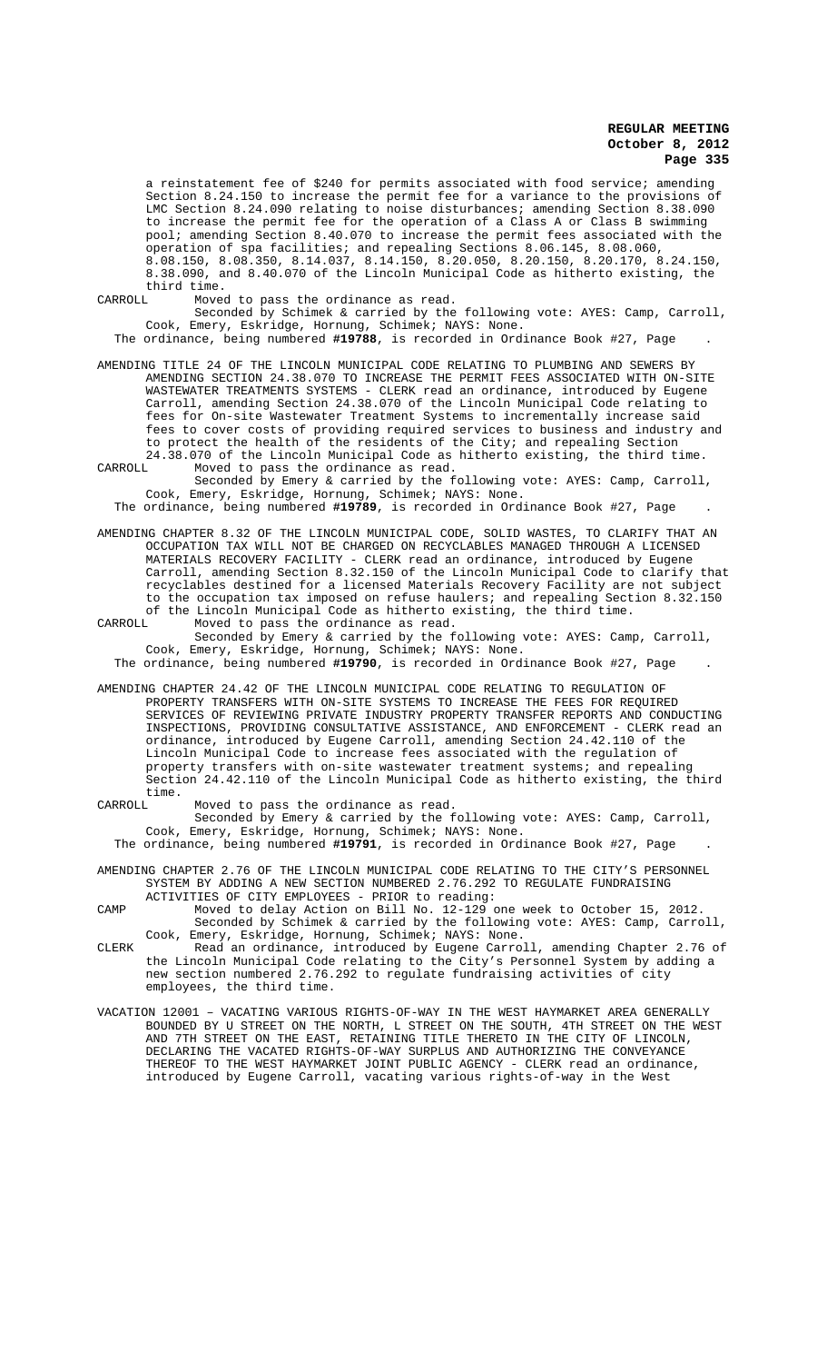a reinstatement fee of $240 for permits associated with food service; amending Section 8.24.150 to increase the permit fee for a variance to the provisions of LMC Section 8.24.090 relating to noise disturbances; amending Section 8.38.090 to increase the permit fee for the operation of a Class A or Class B swimming pool; amending Section 8.40.070 to increase the permit fees associated with the operation of spa facilities; and repealing Sections 8.06.145, 8.08.060, 8.08.150, 8.08.350, 8.14.037, 8.14.150, 8.20.050, 8.20.150, 8.20.170, 8.24.150, 8.38.090, and 8.40.070 of the Lincoln Municipal Code as hitherto existing, the third time.

CARROLL Moved to pass the ordinance as read.
Seconded by Schimek & carried by the following vote: AYES: Camp, Carroll, Cook, Emery, Eskridge, Hornung, Schimek; NAYS: None.

The ordinance, being numbered **#19788**, is recorded in Ordinance Book #27, Page .

AMENDING TITLE 24 OF THE LINCOLN MUNICIPAL CODE RELATING TO PLUMBING AND SEWERS BY AMENDING SECTION 24.38.070 TO INCREASE THE PERMIT FEES ASSOCIATED WITH ON-SITE WASTEWATER TREATMENTS SYSTEMS - CLERK read an ordinance, introduced by Eugene Carroll, amending Section 24.38.070 of the Lincoln Municipal Code relating to fees for On-site Wastewater Treatment Systems to incrementally increase said fees to cover costs of providing required services to business and industry and to protect the health of the residents of the City; and repealing Section 24.38.070 of the Lincoln Municipal Code as hitherto existing, the third time.

CARROLL Moved to pass the ordinance as read.
Seconded by Emery & carried by the following vote: AYES: Camp, Carroll, Cook, Emery, Eskridge, Hornung, Schimek; NAYS: None.

The ordinance, being numbered **#19789**, is recorded in Ordinance Book #27, Page .

AMENDING CHAPTER 8.32 OF THE LINCOLN MUNICIPAL CODE, SOLID WASTES, TO CLARIFY THAT AN OCCUPATION TAX WILL NOT BE CHARGED ON RECYCLABLES MANAGED THROUGH A LICENSED MATERIALS RECOVERY FACILITY - CLERK read an ordinance, introduced by Eugene Carroll, amending Section 8.32.150 of the Lincoln Municipal Code to clarify that recyclables destined for a licensed Materials Recovery Facility are not subject to the occupation tax imposed on refuse haulers; and repealing Section 8.32.150 of the Lincoln Municipal Code as hitherto existing, the third time.

CARROLL Moved to pass the ordinance as read.
Seconded by Emery & carried by the following vote: AYES: Camp, Carroll, Cook, Emery, Eskridge, Hornung, Schimek; NAYS: None.

The ordinance, being numbered **#19790**, is recorded in Ordinance Book #27, Page .

AMENDING CHAPTER 24.42 OF THE LINCOLN MUNICIPAL CODE RELATING TO REGULATION OF PROPERTY TRANSFERS WITH ON-SITE SYSTEMS TO INCREASE THE FEES FOR REQUIRED SERVICES OF REVIEWING PRIVATE INDUSTRY PROPERTY TRANSFER REPORTS AND CONDUCTING INSPECTIONS, PROVIDING CONSULTATIVE ASSISTANCE, AND ENFORCEMENT - CLERK read an ordinance, introduced by Eugene Carroll, amending Section 24.42.110 of the Lincoln Municipal Code to increase fees associated with the regulation of property transfers with on-site wastewater treatment systems; and repealing Section 24.42.110 of the Lincoln Municipal Code as hitherto existing, the third time.

CARROLL Moved to pass the ordinance as read.
Seconded by Emery & carried by the following vote: AYES: Camp, Carroll, Cook, Emery, Eskridge, Hornung, Schimek; NAYS: None.

The ordinance, being numbered **#19791**, is recorded in Ordinance Book #27, Page .

AMENDING CHAPTER 2.76 OF THE LINCOLN MUNICIPAL CODE RELATING TO THE CITY'S PERSONNEL SYSTEM BY ADDING A NEW SECTION NUMBERED 2.76.292 TO REGULATE FUNDRAISING ACTIVITIES OF CITY EMPLOYEES - PRIOR to reading:

CAMP Moved to delay Action on Bill No. 12-129 one week to October 15, 2012.
Seconded by Schimek & carried by the following vote: AYES: Camp, Carroll, Cook, Emery, Eskridge, Hornung, Schimek; NAYS: None.

CLERK Read an ordinance, introduced by Eugene Carroll, amending Chapter 2.76 of the Lincoln Municipal Code relating to the City's Personnel System by adding a new section numbered 2.76.292 to regulate fundraising activities of city employees, the third time.

VACATION 12001 – VACATING VARIOUS RIGHTS-OF-WAY IN THE WEST HAYMARKET AREA GENERALLY BOUNDED BY U STREET ON THE NORTH, L STREET ON THE SOUTH, 4TH STREET ON THE WEST AND 7TH STREET ON THE EAST, RETAINING TITLE THERETO IN THE CITY OF LINCOLN, DECLARING THE VACATED RIGHTS-OF-WAY SURPLUS AND AUTHORIZING THE CONVEYANCE THEREOF TO THE WEST HAYMARKET JOINT PUBLIC AGENCY - CLERK read an ordinance, introduced by Eugene Carroll, vacating various rights-of-way in the West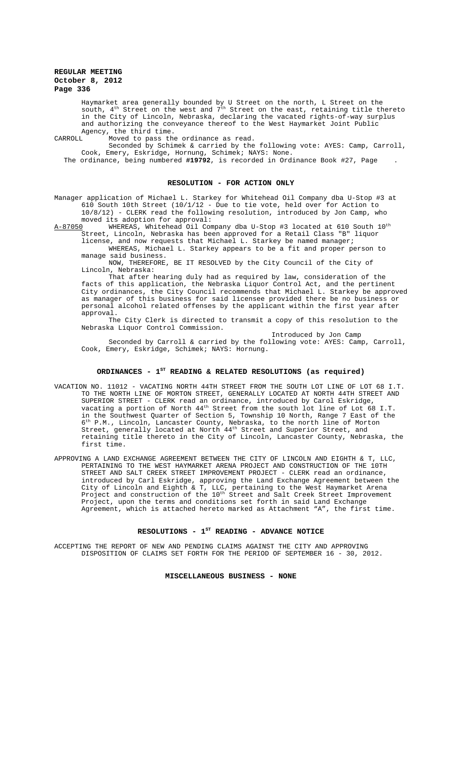Haymarket area generally bounded by U Street on the north, L Street on the south, 4th Street on the west and 7th Street on the east, retaining title thereto in the City of Lincoln, Nebraska, declaring the vacated rights-of-way surplus and authorizing the conveyance thereof to the West Haymarket Joint Public Agency, the third time.

CARROLL Moved to pass the ordinance as read.

Seconded by Schimek & carried by the following vote: AYES: Camp, Carroll, Cook, Emery, Eskridge, Hornung, Schimek; NAYS: None.

The ordinance, being numbered **#19792**, is recorded in Ordinance Book #27, Page .

## RESOLUTION - FOR ACTION ONLY

Manager application of Michael L. Starkey for Whitehead Oil Company dba U-Stop #3 at 610 South 10th Street (10/1/12 - Due to tie vote, held over for Action to 10/8/12) - CLERK read the following resolution, introduced by Jon Camp, who moved its adoption for approval:

A-87050 WHEREAS, Whitehead Oil Company dba U-Stop #3 located at 610 South 10th Street, Lincoln, Nebraska has been approved for a Retail Class "B" liquor license, and now requests that Michael L. Starkey be named manager;

WHEREAS, Michael L. Starkey appears to be a fit and proper person to manage said business.

NOW, THEREFORE, BE IT RESOLVED by the City Council of the City of Lincoln, Nebraska:

That after hearing duly had as required by law, consideration of the facts of this application, the Nebraska Liquor Control Act, and the pertinent City ordinances, the City Council recommends that Michael L. Starkey be approved as manager of this business for said licensee provided there be no business or personal alcohol related offenses by the applicant within the first year after approval.

The City Clerk is directed to transmit a copy of this resolution to the Nebraska Liquor Control Commission.

Introduced by Jon Camp

Seconded by Carroll & carried by the following vote: AYES: Camp, Carroll, Cook, Emery, Eskridge, Schimek; NAYS: Hornung.

## ORDINANCES - 1ST READING & RELATED RESOLUTIONS (as required)

VACATION NO. 11012 - VACATING NORTH 44TH STREET FROM THE SOUTH LOT LINE OF LOT 68 I.T. TO THE NORTH LINE OF MORTON STREET, GENERALLY LOCATED AT NORTH 44TH STREET AND SUPERIOR STREET - CLERK read an ordinance, introduced by Carol Eskridge, vacating a portion of North 44th Street from the south lot line of Lot 68 I.T. in the Southwest Quarter of Section 5, Township 10 North, Range 7 East of the 6th P.M., Lincoln, Lancaster County, Nebraska, to the north line of Morton Street, generally located at North 44th Street and Superior Street, and retaining title thereto in the City of Lincoln, Lancaster County, Nebraska, the first time.

APPROVING A LAND EXCHANGE AGREEMENT BETWEEN THE CITY OF LINCOLN AND EIGHTH & T, LLC, PERTAINING TO THE WEST HAYMARKET ARENA PROJECT AND CONSTRUCTION OF THE 10TH STREET AND SALT CREEK STREET IMPROVEMENT PROJECT - CLERK read an ordinance, introduced by Carl Eskridge, approving the Land Exchange Agreement between the City of Lincoln and Eighth & T, LLC, pertaining to the West Haymarket Arena Project and construction of the 10th Street and Salt Creek Street Improvement Project, upon the terms and conditions set forth in said Land Exchange Agreement, which is attached hereto marked as Attachment "A", the first time.

## RESOLUTIONS - 1ST READING - ADVANCE NOTICE

ACCEPTING THE REPORT OF NEW AND PENDING CLAIMS AGAINST THE CITY AND APPROVING DISPOSITION OF CLAIMS SET FORTH FOR THE PERIOD OF SEPTEMBER 16 - 30, 2012.

## MISCELLANEOUS BUSINESS - NONE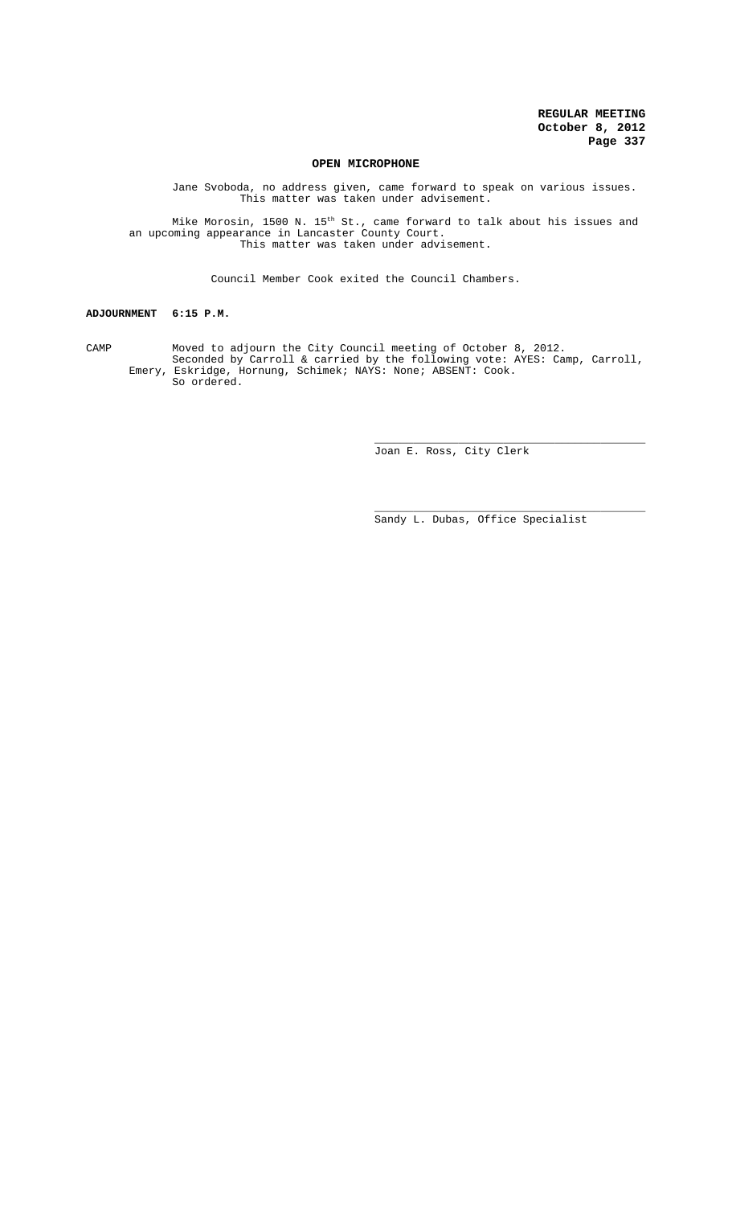## OPEN MICROPHONE

Jane Svoboda, no address given, came forward to speak on various issues.
This matter was taken under advisement.

Mike Morosin, 1500 N. 15th St., came forward to talk about his issues and an upcoming appearance in Lancaster County Court.
This matter was taken under advisement.

Council Member Cook exited the Council Chambers.

**ADJOURNMENT 6:15 P.M.**

CAMP Moved to adjourn the City Council meeting of October 8, 2012.
Seconded by Carroll & carried by the following vote: AYES: Camp, Carroll, Emery, Eskridge, Hornung, Schimek; NAYS: None; ABSENT: Cook.
So ordered.

\_\_\_\_\_\_\_\_\_\_\_\_\_\_\_\_\_\_\_\_\_\_\_\_\_\_\_\_\_\_\_\_\_\_\_\_\_\_\_\_
Joan E. Ross, City Clerk

\_\_\_\_\_\_\_\_\_\_\_\_\_\_\_\_\_\_\_\_\_\_\_\_\_\_\_\_\_\_\_\_\_\_\_\_\_\_\_\_
Sandy L. Dubas, Office Specialist